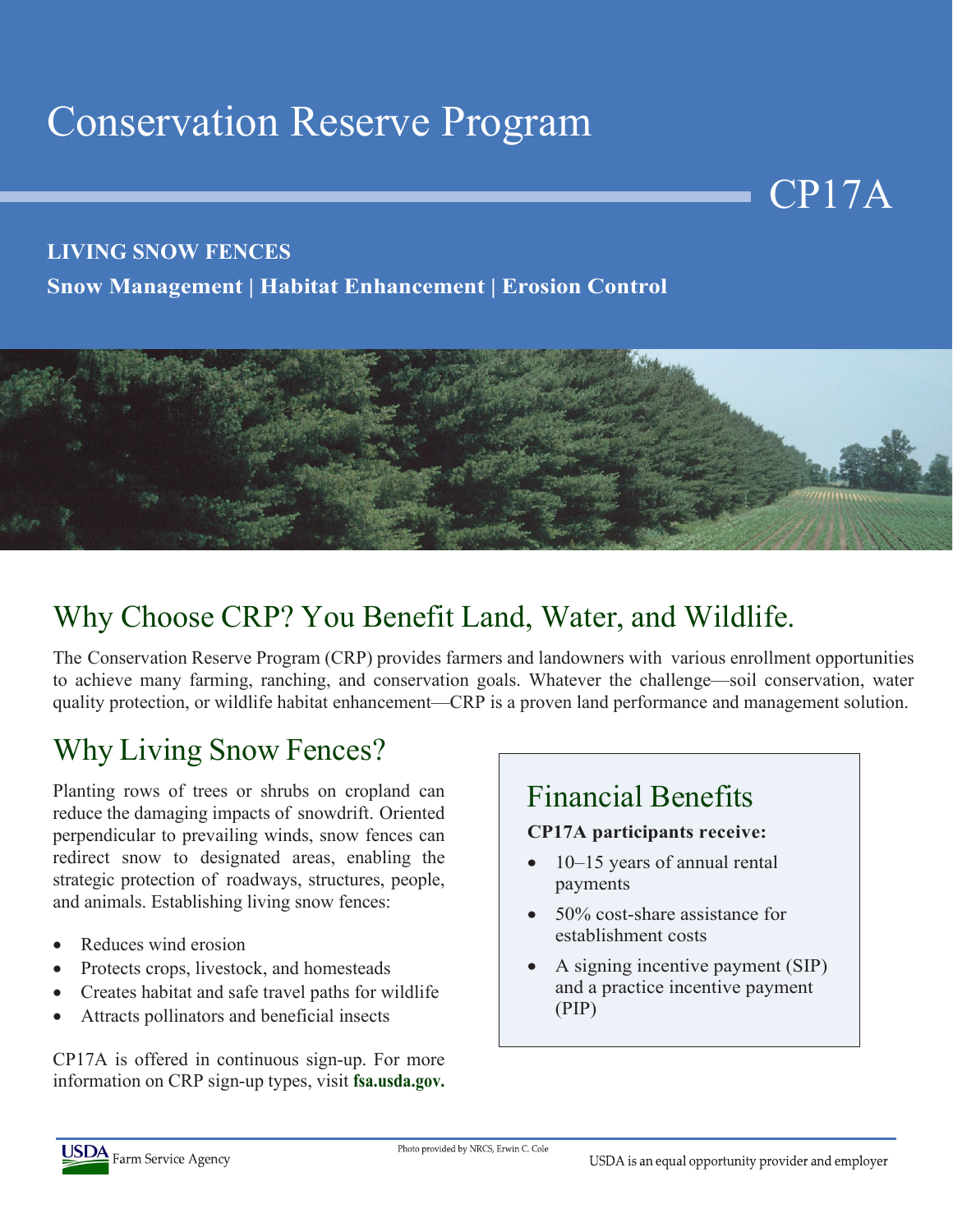# Conservation Reserve Program

# CP17A

**LIVING SNOW FENCES**

**Snow Management | Habitat Enhancement | Erosion Control**

## Why Choose CRP? You Benefit Land, Water, and Wildlife.

The Conservation Reserve Program (CRP) provides farmers and landowners with various enrollment opportunities to achieve many farming, ranching, and conservation goals. Whatever the challenge—soil conservation, water quality protection, or wildlife habitat enhancement—CRP is a proven land performance and management solution.

## Why Living Snow Fences?

Planting rows of trees or shrubs on cropland can reduce the damaging impacts of snowdrift. Oriented perpendicular to prevailing winds, snow fences can redirect snow to designated areas, enabling the strategic protection of roadways, structures, people, and animals. Establishing living snow fences:

- Reduces wind erosion
- Protects crops, livestock, and homesteads
- Creates habitat and safe travel paths for wildlife
- Attracts pollinators and beneficial insects

CP17A is offered in continuous sign-up. For more information on CRP sign-up types, visit **fsa.usda.gov.**

## Financial Benefits

**CP17A participants receive:**

- 10–15 years of annual rental payments
- 50% cost-share assistance for establishment costs
- A signing incentive payment (SIP) and a practice incentive payment (PIP)

USDA Farm Service Agency

Photo provided by NRCS, Erwin C. Cole

USDA is an equal opportunity provider and employer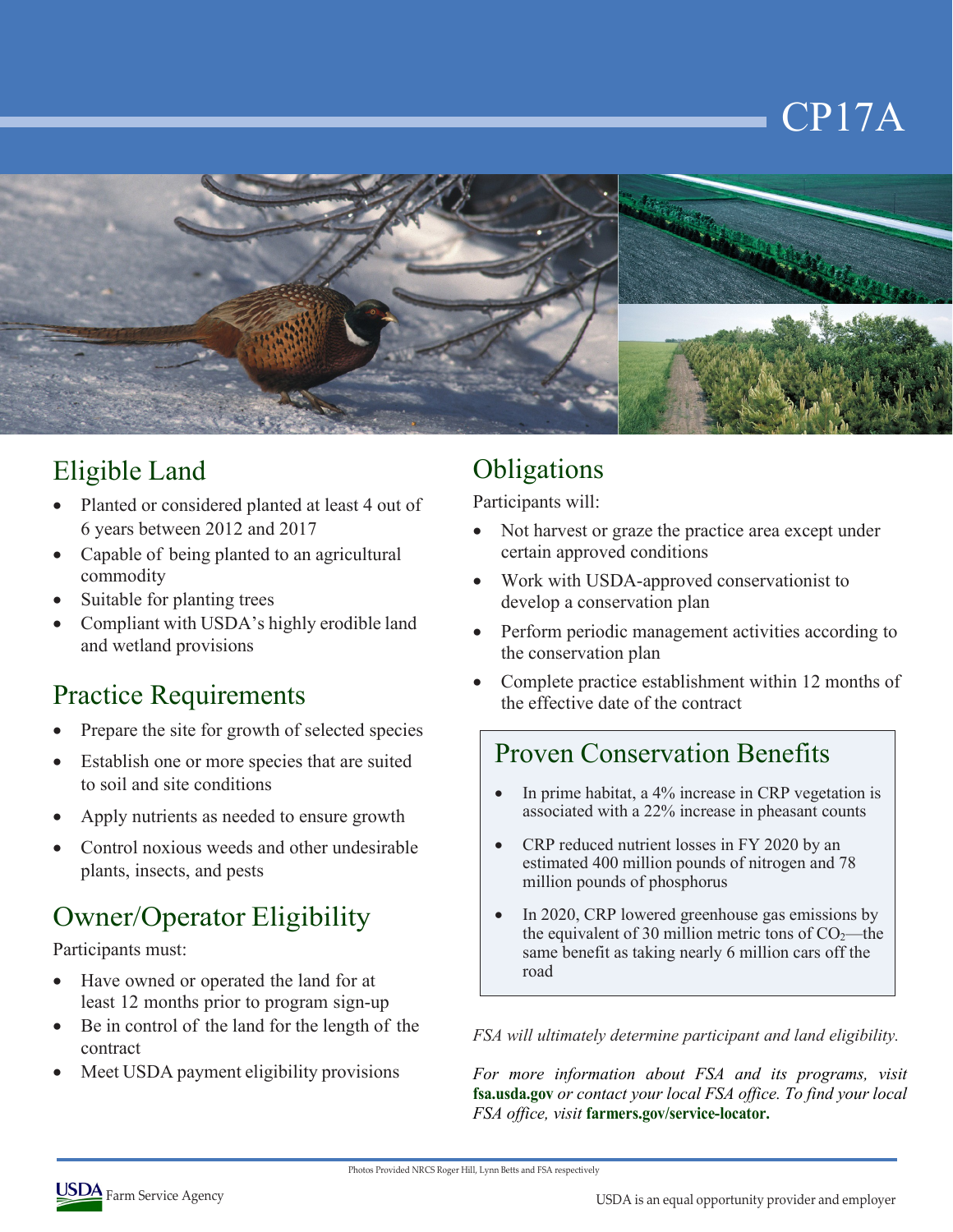# CP17A

## Eligible Land

- Planted or considered planted at least 4 out of 6 years between 2012 and 2017
- Capable of being planted to an agricultural commodity
- Suitable for planting trees
- Compliant with USDA's highly erodible land and wetland provisions

## Practice Requirements

- Prepare the site for growth of selected species
- Establish one or more species that are suited to soil and site conditions
- Apply nutrients as needed to ensure growth
- Control noxious weeds and other undesirable plants, insects, and pests

## Owner/Operator Eligibility

Participants must:

- Have owned or operated the land for at least 12 months prior to program sign-up
- Be in control of the land for the length of the contract
- Meet USDA payment eligibility provisions

## Obligations

Participants will:

- Not harvest or graze the practice area except under certain approved conditions
- Work with USDA-approved conservationist to develop a conservation plan
- Perform periodic management activities according to the conservation plan
- Complete practice establishment within 12 months of the effective date of the contract

## Proven Conservation Benefits

- In prime habitat, a 4% increase in CRP vegetation is associated with a 22% increase in pheasant counts
- CRP reduced nutrient losses in FY 2020 by an estimated 400 million pounds of nitrogen and 78 million pounds of phosphorus
- In 2020, CRP lowered greenhouse gas emissions by the equivalent of 30 million metric tons of $CO_2$—the same benefit as taking nearly 6 million cars off the road

*FSA will ultimately determine participant and land eligibility.*

*For more information about FSA and its programs, visit* **fsa.usda.gov** *or contact your local FSA office. To find your local FSA office, visit* **farmers.gov/service-locator.**

Photos Provided NRCS Roger Hill, Lynn Betts and FSA respectively

USDA Farm Service Agency

USDA is an equal opportunity provider and employer